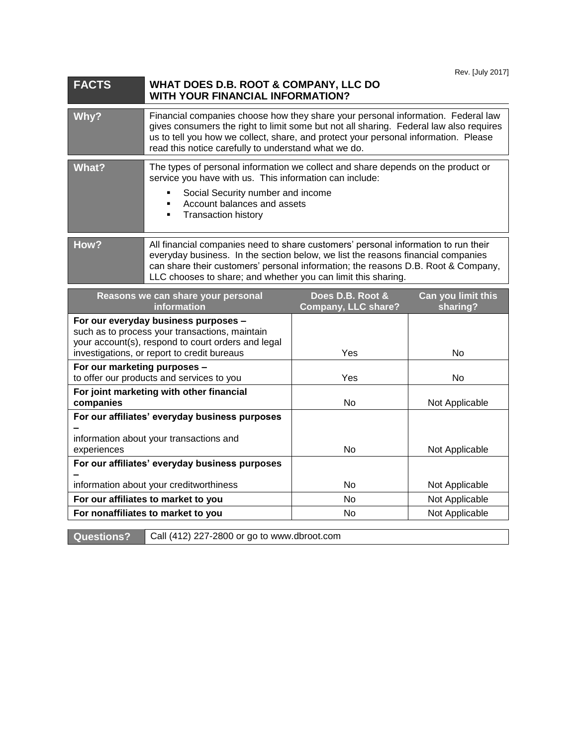Rev. [July 2017]

| **FACTS** | **WHAT DOES D.B. ROOT & COMPANY, LLC DO WITH YOUR FINANCIAL INFORMATION?** |
|---|---|

| **Why?** | Financial companies choose how they share your personal information. Federal law gives consumers the right to limit some but not all sharing. Federal law also requires us to tell you how we collect, share, and protect your personal information. Please read this notice carefully to understand what we do. |
|---|---|
| **What?** | The types of personal information we collect and share depends on the product or service you have with us. This information can include:<br>▪ Social Security number and income<br>▪ Account balances and assets<br>▪ Transaction history |
| **How?** | All financial companies need to share customers' personal information to run their everyday business. In the section below, we list the reasons financial companies can share their customers' personal information; the reasons D.B. Root & Company, LLC chooses to share; and whether you can limit this sharing. |

| Reasons we can share your personal information | Does D.B. Root & Company, LLC share? | Can you limit this sharing? |
|---|---|---|
| **For our everyday business purposes –** such as to process your transactions, maintain your account(s), respond to court orders and legal investigations, or report to credit bureaus | Yes | No |
| **For our marketing purposes –** to offer our products and services to you | Yes | No |
| **For joint marketing with other financial companies** | No | Not Applicable |
| **For our affiliates' everyday business purposes –** information about your transactions and experiences | No | Not Applicable |
| **For our affiliates' everyday business purposes –** information about your creditworthiness | No | Not Applicable |
| **For our affiliates to market to you** | No | Not Applicable |
| **For nonaffiliates to market to you** | No | Not Applicable |

| **Questions?** | Call (412) 227-2800 or go to www.dbroot.com |
|---|---|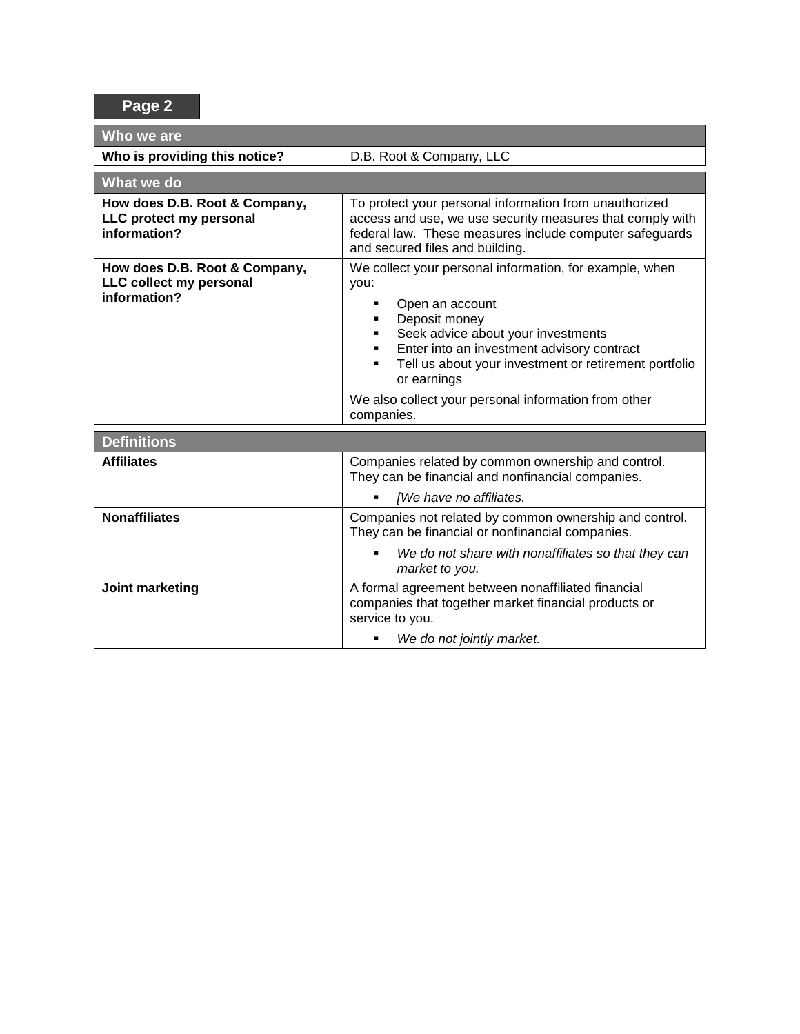## Page 2

| Who we are | |
|---|---|
| **Who is providing this notice?** | D.B. Root & Company, LLC |

| What we do | |
|---|---|
| **How does D.B. Root & Company, LLC protect my personal information?** | To protect your personal information from unauthorized access and use, we use security measures that comply with federal law. These measures include computer safeguards and secured files and building. |
| **How does D.B. Root & Company, LLC collect my personal information?** | We collect your personal information, for example, when you:<br>▪ Open an account<br>▪ Deposit money<br>▪ Seek advice about your investments<br>▪ Enter into an investment advisory contract<br>▪ Tell us about your investment or retirement portfolio or earnings<br><br>We also collect your personal information from other companies. |

| Definitions | |
|---|---|
| **Affiliates** | Companies related by common ownership and control. They can be financial and nonfinancial companies.<br>▪ *[We have no affiliates.* |
| **Nonaffiliates** | Companies not related by common ownership and control. They can be financial or nonfinancial companies.<br>▪ *We do not share with nonaffiliates so that they can market to you.* |
| **Joint marketing** | A formal agreement between nonaffiliated financial companies that together market financial products or service to you.<br>▪ *We do not jointly market.* |